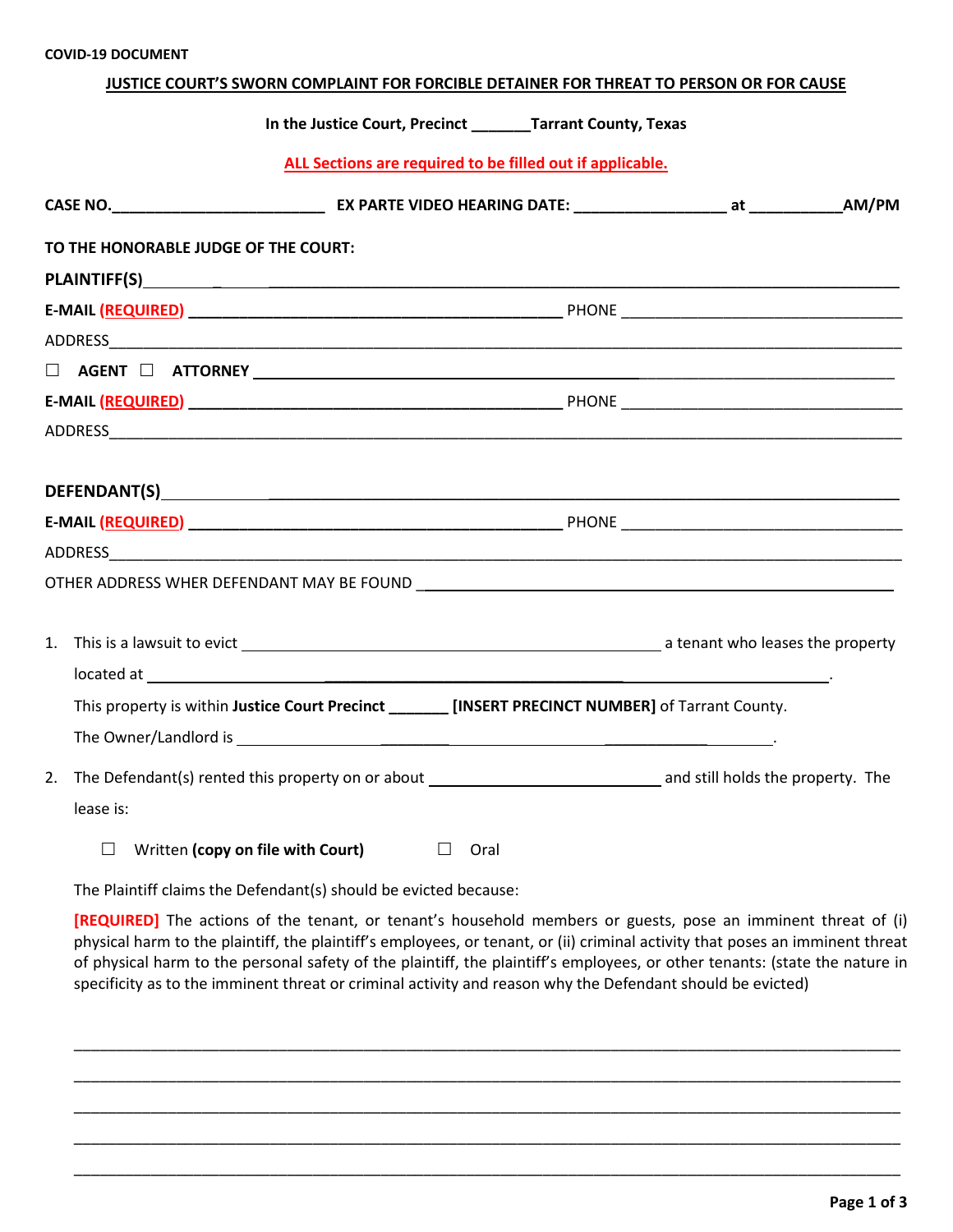**COVID-19 DOCUMENT**

# JUSTICE COURT'S SWORN COMPLAINT FOR FORCIBLE DETAINER FOR THREAT TO PERSON OR FOR CAUSE

**In the Justice Court, Precinct _______ Tarrant County, Texas**

**ALL Sections are required to be filled out if applicable.**

**CASE NO.__________________________ EX PARTE VIDEO HEARING DATE: __________________ at ___________AM/PM**

**TO THE HONORABLE JUDGE OF THE COURT:**

**PLAINTIFF(S)**______________________________________________________________________________

**E-MAIL (REQUIRED)** ______________________________________________ PHONE __________________________________

ADDRESS________________________________________________________________________________________

☐ **AGENT** ☐ **ATTORNEY** ______________________________________________________________________________

**E-MAIL (REQUIRED)** ______________________________________________ PHONE __________________________________

ADDRESS________________________________________________________________________________________

**DEFENDANT(S)**____________________________________________________________________________

**E-MAIL (REQUIRED)** ______________________________________________ PHONE __________________________________

ADDRESS________________________________________________________________________________________

OTHER ADDRESS WHER DEFENDANT MAY BE FOUND _________________________________________________________

1. This is a lawsuit to evict ___________________________________________________ a tenant who leases the property located at ________________________________________________________________________________.

   This property is within **Justice Court Precinct _______ [INSERT PRECINCT NUMBER]** of Tarrant County.

   The Owner/Landlord is ______________________________________________________________________.

2. The Defendant(s) rented this property on or about ___________________________ and still holds the property. The lease is:

   ☐ Written **(copy on file with Court)** ☐ Oral

   The Plaintiff claims the Defendant(s) should be evicted because:

   **[REQUIRED]** The actions of the tenant, or tenant's household members or guests, pose an imminent threat of (i) physical harm to the plaintiff, the plaintiff's employees, or tenant, or (ii) criminal activity that poses an imminent threat of physical harm to the personal safety of the plaintiff, the plaintiff's employees, or other tenants: (state the nature in specificity as to the imminent threat or criminal activity and reason why the Defendant should be evicted)

   ____________________________________________________________________________________________

   ____________________________________________________________________________________________

   ____________________________________________________________________________________________

   ____________________________________________________________________________________________

   ____________________________________________________________________________________________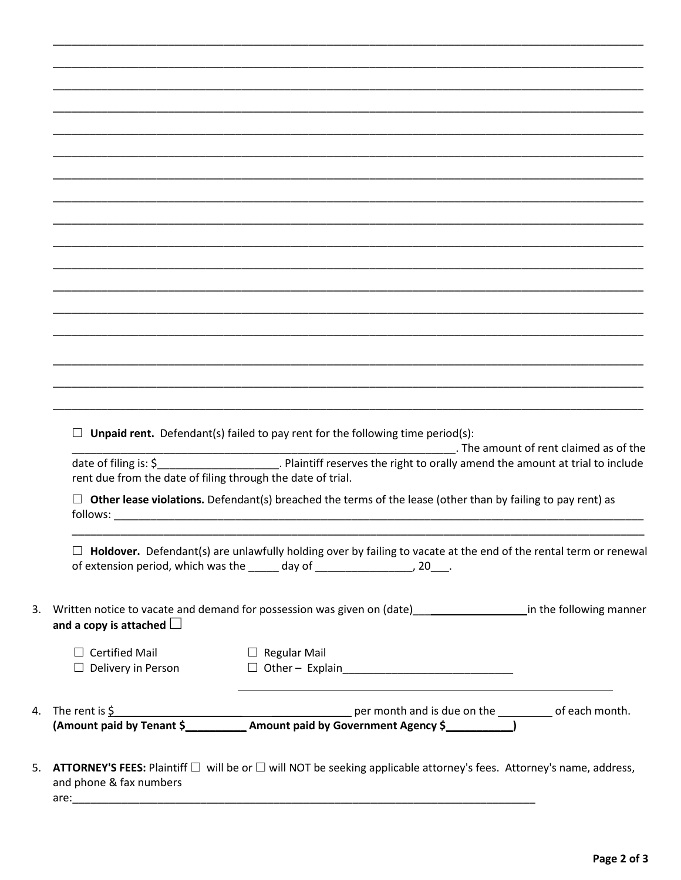\_\_\_\_\_\_\_\_\_\_\_\_\_\_\_\_\_\_\_\_\_\_\_\_\_\_\_\_\_\_\_\_\_\_\_\_\_\_\_\_\_\_\_\_\_\_\_\_\_\_\_\_\_\_\_\_\_\_\_\_\_\_\_\_\_\_\_\_\_\_\_\_\_\_\_\_\_\_

\_\_\_\_\_\_\_\_\_\_\_\_\_\_\_\_\_\_\_\_\_\_\_\_\_\_\_\_\_\_\_\_\_\_\_\_\_\_\_\_\_\_\_\_\_\_\_\_\_\_\_\_\_\_\_\_\_\_\_\_\_\_\_\_\_\_\_\_\_\_\_\_\_\_\_\_\_\_

\_\_\_\_\_\_\_\_\_\_\_\_\_\_\_\_\_\_\_\_\_\_\_\_\_\_\_\_\_\_\_\_\_\_\_\_\_\_\_\_\_\_\_\_\_\_\_\_\_\_\_\_\_\_\_\_\_\_\_\_\_\_\_\_\_\_\_\_\_\_\_\_\_\_\_\_\_\_

\_\_\_\_\_\_\_\_\_\_\_\_\_\_\_\_\_\_\_\_\_\_\_\_\_\_\_\_\_\_\_\_\_\_\_\_\_\_\_\_\_\_\_\_\_\_\_\_\_\_\_\_\_\_\_\_\_\_\_\_\_\_\_\_\_\_\_\_\_\_\_\_\_\_\_\_\_\_

\_\_\_\_\_\_\_\_\_\_\_\_\_\_\_\_\_\_\_\_\_\_\_\_\_\_\_\_\_\_\_\_\_\_\_\_\_\_\_\_\_\_\_\_\_\_\_\_\_\_\_\_\_\_\_\_\_\_\_\_\_\_\_\_\_\_\_\_\_\_\_\_\_\_\_\_\_\_

\_\_\_\_\_\_\_\_\_\_\_\_\_\_\_\_\_\_\_\_\_\_\_\_\_\_\_\_\_\_\_\_\_\_\_\_\_\_\_\_\_\_\_\_\_\_\_\_\_\_\_\_\_\_\_\_\_\_\_\_\_\_\_\_\_\_\_\_\_\_\_\_\_\_\_\_\_\_

\_\_\_\_\_\_\_\_\_\_\_\_\_\_\_\_\_\_\_\_\_\_\_\_\_\_\_\_\_\_\_\_\_\_\_\_\_\_\_\_\_\_\_\_\_\_\_\_\_\_\_\_\_\_\_\_\_\_\_\_\_\_\_\_\_\_\_\_\_\_\_\_\_\_\_\_\_\_

\_\_\_\_\_\_\_\_\_\_\_\_\_\_\_\_\_\_\_\_\_\_\_\_\_\_\_\_\_\_\_\_\_\_\_\_\_\_\_\_\_\_\_\_\_\_\_\_\_\_\_\_\_\_\_\_\_\_\_\_\_\_\_\_\_\_\_\_\_\_\_\_\_\_\_\_\_\_

\_\_\_\_\_\_\_\_\_\_\_\_\_\_\_\_\_\_\_\_\_\_\_\_\_\_\_\_\_\_\_\_\_\_\_\_\_\_\_\_\_\_\_\_\_\_\_\_\_\_\_\_\_\_\_\_\_\_\_\_\_\_\_\_\_\_\_\_\_\_\_\_\_\_\_\_\_\_

\_\_\_\_\_\_\_\_\_\_\_\_\_\_\_\_\_\_\_\_\_\_\_\_\_\_\_\_\_\_\_\_\_\_\_\_\_\_\_\_\_\_\_\_\_\_\_\_\_\_\_\_\_\_\_\_\_\_\_\_\_\_\_\_\_\_\_\_\_\_\_\_\_\_\_\_\_\_

\_\_\_\_\_\_\_\_\_\_\_\_\_\_\_\_\_\_\_\_\_\_\_\_\_\_\_\_\_\_\_\_\_\_\_\_\_\_\_\_\_\_\_\_\_\_\_\_\_\_\_\_\_\_\_\_\_\_\_\_\_\_\_\_\_\_\_\_\_\_\_\_\_\_\_\_\_\_

\_\_\_\_\_\_\_\_\_\_\_\_\_\_\_\_\_\_\_\_\_\_\_\_\_\_\_\_\_\_\_\_\_\_\_\_\_\_\_\_\_\_\_\_\_\_\_\_\_\_\_\_\_\_\_\_\_\_\_\_\_\_\_\_\_\_\_\_\_\_\_\_\_\_\_\_\_\_

\_\_\_\_\_\_\_\_\_\_\_\_\_\_\_\_\_\_\_\_\_\_\_\_\_\_\_\_\_\_\_\_\_\_\_\_\_\_\_\_\_\_\_\_\_\_\_\_\_\_\_\_\_\_\_\_\_\_\_\_\_\_\_\_\_\_\_\_\_\_\_\_\_\_\_\_\_\_

\_\_\_\_\_\_\_\_\_\_\_\_\_\_\_\_\_\_\_\_\_\_\_\_\_\_\_\_\_\_\_\_\_\_\_\_\_\_\_\_\_\_\_\_\_\_\_\_\_\_\_\_\_\_\_\_\_\_\_\_\_\_\_\_\_\_\_\_\_\_\_\_\_\_\_\_\_\_

\_\_\_\_\_\_\_\_\_\_\_\_\_\_\_\_\_\_\_\_\_\_\_\_\_\_\_\_\_\_\_\_\_\_\_\_\_\_\_\_\_\_\_\_\_\_\_\_\_\_\_\_\_\_\_\_\_\_\_\_\_\_\_\_\_\_\_\_\_\_\_\_\_\_\_\_\_\_

\_\_\_\_\_\_\_\_\_\_\_\_\_\_\_\_\_\_\_\_\_\_\_\_\_\_\_\_\_\_\_\_\_\_\_\_\_\_\_\_\_\_\_\_\_\_\_\_\_\_\_\_\_\_\_\_\_\_\_\_\_\_\_\_\_\_\_\_\_\_\_\_\_\_\_\_\_\_

\_\_\_\_\_\_\_\_\_\_\_\_\_\_\_\_\_\_\_\_\_\_\_\_\_\_\_\_\_\_\_\_\_\_\_\_\_\_\_\_\_\_\_\_\_\_\_\_\_\_\_\_\_\_\_\_\_\_\_\_\_\_\_\_\_\_\_\_\_\_\_\_\_\_\_\_\_\_

☐ **Unpaid rent.** Defendant(s) failed to pay rent for the following time period(s): \_\_\_\_\_\_\_\_\_\_\_\_\_\_\_\_\_\_\_\_\_\_\_\_\_\_\_\_\_\_\_\_\_\_\_\_\_\_\_\_\_\_\_\_\_\_\_\_\_\_\_\_\_\_\_\_\_\_\_\_. The amount of rent claimed as of the date of filing is: $\_\_\_\_\_\_\_\_\_\_\_\_\_\_\_\_\_\_\_\_. Plaintiff reserves the right to orally amend the amount at trial to include rent due from the date of filing through the date of trial.

☐ **Other lease violations.** Defendant(s) breached the terms of the lease (other than by failing to pay rent) as follows: \_\_\_\_\_\_\_\_\_\_\_\_\_\_\_\_\_\_\_\_\_\_\_\_\_\_\_\_\_\_\_\_\_\_\_\_\_\_\_\_\_\_\_\_\_\_\_\_\_\_\_\_\_\_\_\_\_\_\_\_\_\_\_\_\_\_\_\_\_\_\_\_\_\_\_\_

\_\_\_\_\_\_\_\_\_\_\_\_\_\_\_\_\_\_\_\_\_\_\_\_\_\_\_\_\_\_\_\_\_\_\_\_\_\_\_\_\_\_\_\_\_\_\_\_\_\_\_\_\_\_\_\_\_\_\_\_\_\_\_\_\_\_\_\_\_\_\_\_\_\_\_\_\_\_

☐ **Holdover.** Defendant(s) are unlawfully holding over by failing to vacate at the end of the rental term or renewal of extension period, which was the \_\_\_\_\_ day of \_\_\_\_\_\_\_\_\_\_\_\_\_\_\_\_, 20\_\_\_.

3. Written notice to vacate and demand for possession was given on (date)\_\_\_\_\_\_\_\_\_\_\_\_\_\_\_\_\_\_\_\_in the following manner **and a copy is attached** ☐

   ☐ Certified Mail ☐ Regular Mail
   ☐ Delivery in Person ☐ Other – Explain\_\_\_\_\_\_\_\_\_\_\_\_\_\_\_\_\_\_\_\_\_\_\_\_\_\_\_\_

   \_\_\_\_\_\_\_\_\_\_\_\_\_\_\_\_\_\_\_\_\_\_\_\_\_\_\_\_\_\_\_\_\_\_\_\_\_\_\_\_\_\_\_\_\_\_\_\_\_\_\_\_\_\_\_\_\_\_

4. The rent is $\_\_\_\_\_\_\_\_\_\_\_\_\_\_\_\_\_\_\_\_\_\_\_\_\_\_\_\_\_\_\_\_\_\_\_\_\_\_\_\_ per month and is due on the \_\_\_\_\_\_\_\_\_ of each month.
   **(Amount paid by Tenant $\_\_\_\_\_\_\_\_\_\_ Amount paid by Government Agency $\_\_\_\_\_\_\_\_\_\_\_)**

5. **ATTORNEY'S FEES:** Plaintiff ☐ will be or ☐ will NOT be seeking applicable attorney's fees. Attorney's name, address, and phone & fax numbers are:\_\_\_\_\_\_\_\_\_\_\_\_\_\_\_\_\_\_\_\_\_\_\_\_\_\_\_\_\_\_\_\_\_\_\_\_\_\_\_\_\_\_\_\_\_\_\_\_\_\_\_\_\_\_\_\_\_\_\_\_\_\_\_\_\_\_\_\_\_\_\_\_\_\_\_\_\_\_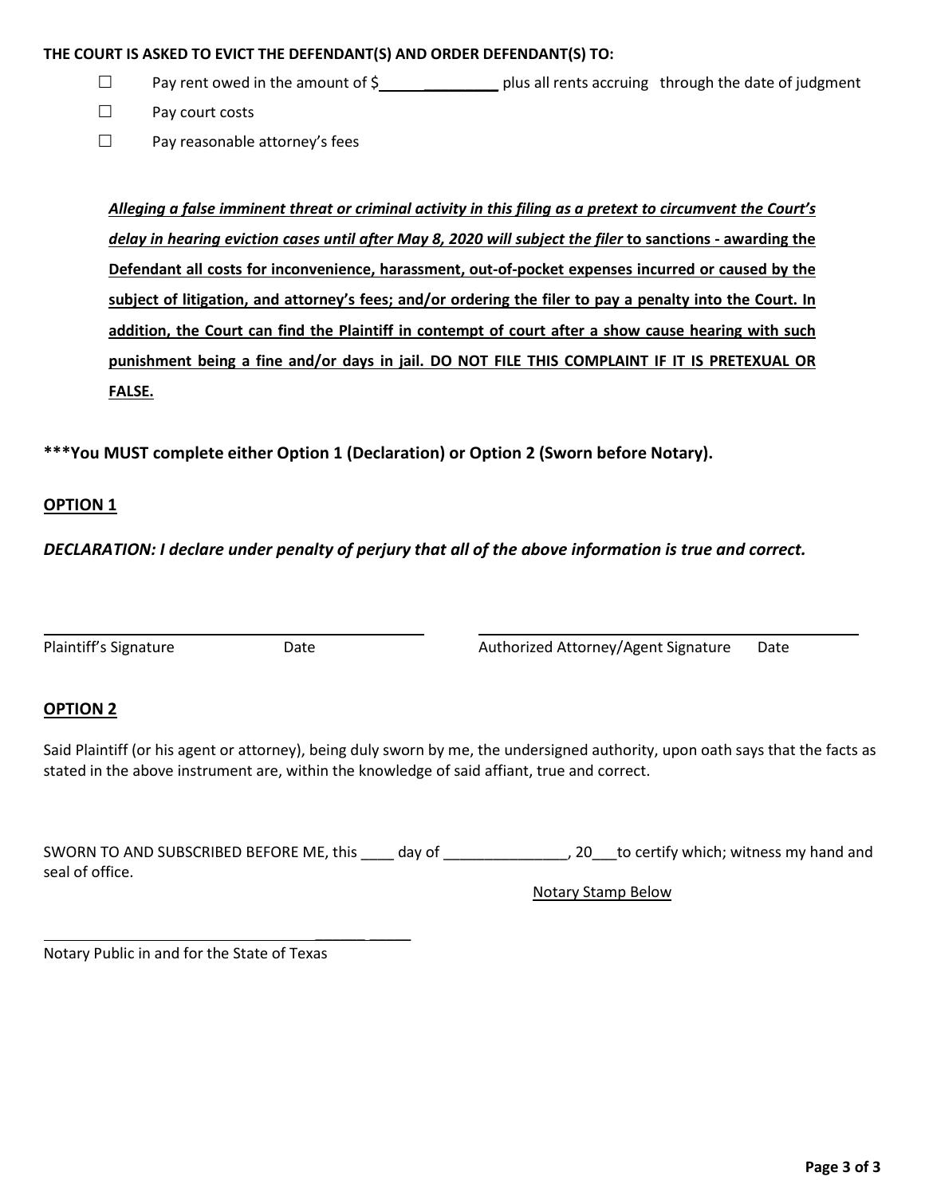**THE COURT IS ASKED TO EVICT THE DEFENDANT(S) AND ORDER DEFENDANT(S) TO:**

- ☐ Pay rent owed in the amount of $______________ plus all rents accruing through the date of judgment
- ☐ Pay court costs
- ☐ Pay reasonable attorney's fees

***Alleging a false imminent threat or criminal activity in this filing as a pretext to circumvent the Court's delay in hearing eviction cases until after May 8, 2020 will subject the filer*** **to sanctions - awarding the Defendant all costs for inconvenience, harassment, out-of-pocket expenses incurred or caused by the subject of litigation, and attorney's fees; and/or ordering the filer to pay a penalty into the Court. In addition, the Court can find the Plaintiff in contempt of court after a show cause hearing with such punishment being a fine and/or days in jail. DO NOT FILE THIS COMPLAINT IF IT IS PRETEXUAL OR FALSE.**

**\*\*\*You MUST complete either Option 1 (Declaration) or Option 2 (Sworn before Notary).**

## OPTION 1

***DECLARATION: I declare under penalty of perjury that all of the above information is true and correct.***

________________________________________ ________________________________________

Plaintiff's Signature Date Authorized Attorney/Agent Signature Date

## OPTION 2

Said Plaintiff (or his agent or attorney), being duly sworn by me, the undersigned authority, upon oath says that the facts as stated in the above instrument are, within the knowledge of said affiant, true and correct.

SWORN TO AND SUBSCRIBED BEFORE ME, this ____ day of _______________, 20___to certify which; witness my hand and seal of office.

Notary Stamp Below

________________________________________

Notary Public in and for the State of Texas